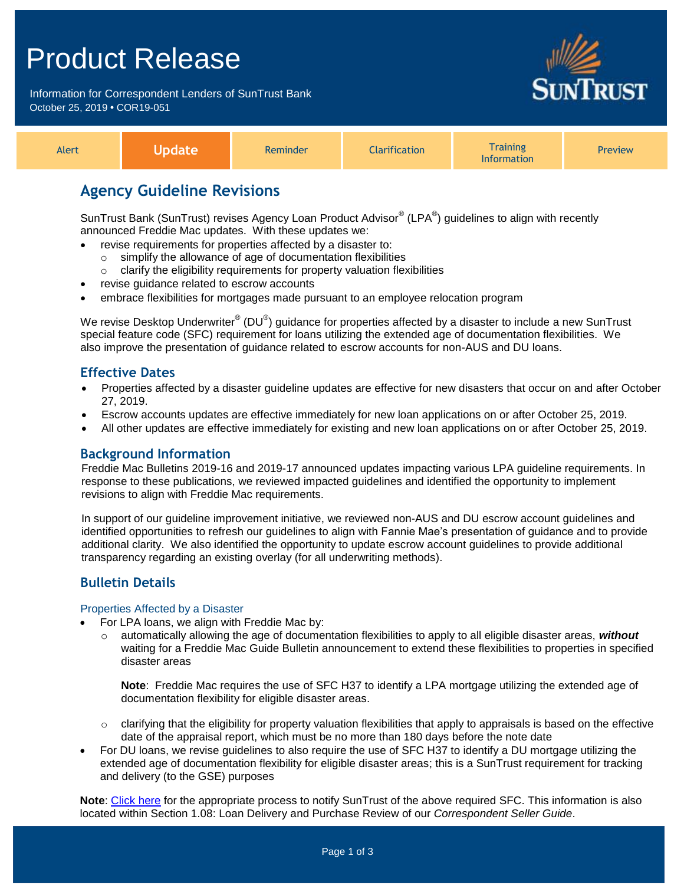# Product Release

Information for Correspondent Lenders of SunTrust Bank
October 25, 2019 • COR19-051

| Alert | **Update** | Reminder | Clarification | Training Information | Preview |
|---|---|---|---|---|---|

## Agency Guideline Revisions

SunTrust Bank (SunTrust) revises Agency Loan Product Advisor® (LPA®) guidelines to align with recently announced Freddie Mac updates. With these updates we:

- revise requirements for properties affected by a disaster to:
  - simplify the allowance of age of documentation flexibilities
  - clarify the eligibility requirements for property valuation flexibilities
- revise guidance related to escrow accounts
- embrace flexibilities for mortgages made pursuant to an employee relocation program

We revise Desktop Underwriter® (DU®) guidance for properties affected by a disaster to include a new SunTrust special feature code (SFC) requirement for loans utilizing the extended age of documentation flexibilities. We also improve the presentation of guidance related to escrow accounts for non-AUS and DU loans.

### Effective Dates

- Properties affected by a disaster guideline updates are effective for new disasters that occur on and after October 27, 2019.
- Escrow accounts updates are effective immediately for new loan applications on or after October 25, 2019.
- All other updates are effective immediately for existing and new loan applications on or after October 25, 2019.

### Background Information

Freddie Mac Bulletins 2019-16 and 2019-17 announced updates impacting various LPA guideline requirements. In response to these publications, we reviewed impacted guidelines and identified the opportunity to implement revisions to align with Freddie Mac requirements.

In support of our guideline improvement initiative, we reviewed non-AUS and DU escrow account guidelines and identified opportunities to refresh our guidelines to align with Fannie Mae's presentation of guidance and to provide additional clarity. We also identified the opportunity to update escrow account guidelines to provide additional transparency regarding an existing overlay (for all underwriting methods).

### Bulletin Details

#### Properties Affected by a Disaster

- For LPA loans, we align with Freddie Mac by:
  - automatically allowing the age of documentation flexibilities to apply to all eligible disaster areas, ***without*** waiting for a Freddie Mac Guide Bulletin announcement to extend these flexibilities to properties in specified disaster areas

    **Note**: Freddie Mac requires the use of SFC H37 to identify a LPA mortgage utilizing the extended age of documentation flexibility for eligible disaster areas.

  - clarifying that the eligibility for property valuation flexibilities that apply to appraisals is based on the effective date of the appraisal report, which must be no more than 180 days before the note date
- For DU loans, we revise guidelines to also require the use of SFC H37 to identify a DU mortgage utilizing the extended age of documentation flexibility for eligible disaster areas; this is a SunTrust requirement for tracking and delivery (to the GSE) purposes

**Note**: Click here for the appropriate process to notify SunTrust of the above required SFC. This information is also located within Section 1.08: Loan Delivery and Purchase Review of our *Correspondent Seller Guide*.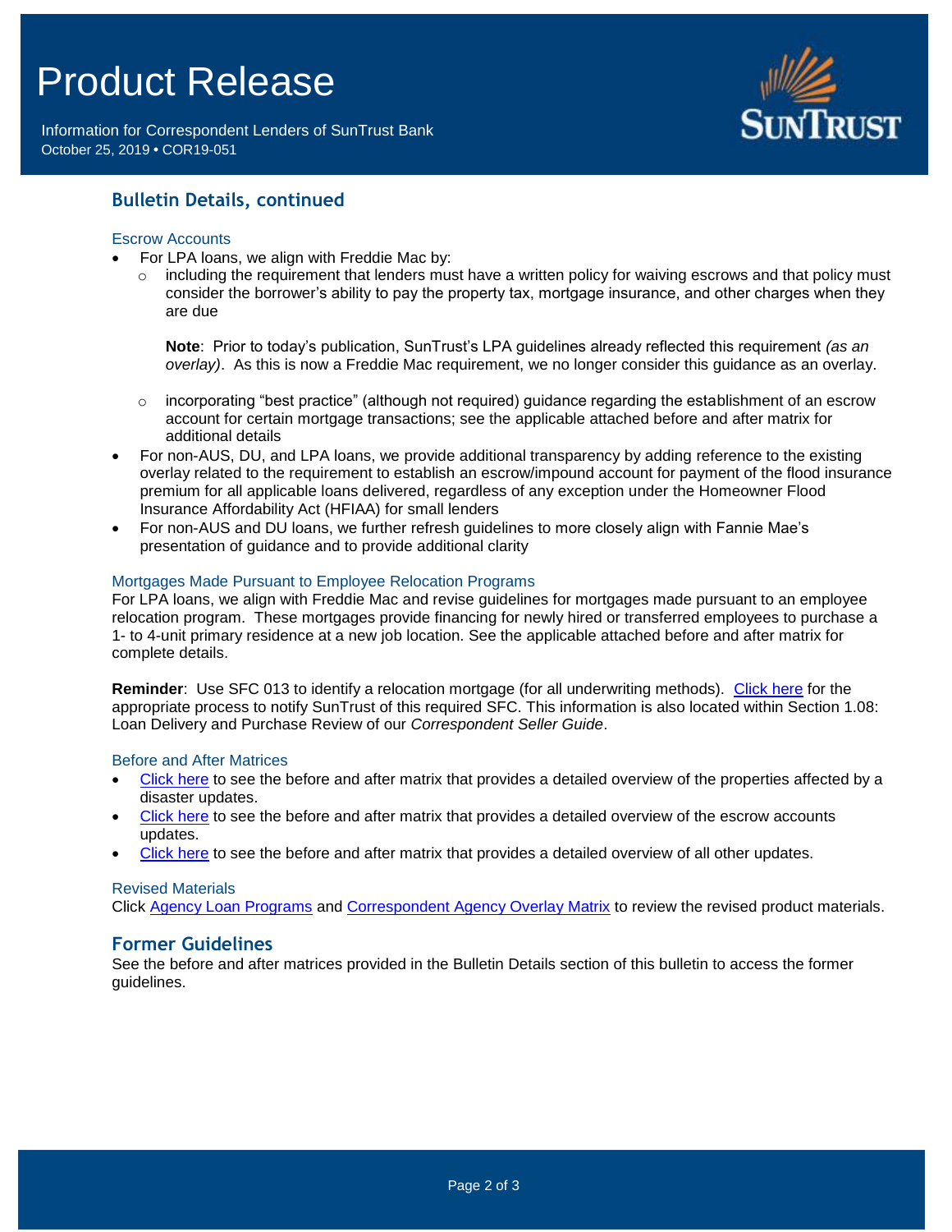## Bulletin Details, continued

### Escrow Accounts

- For LPA loans, we align with Freddie Mac by:
  - including the requirement that lenders must have a written policy for waiving escrows and that policy must consider the borrower's ability to pay the property tax, mortgage insurance, and other charges when they are due

    **Note**: Prior to today's publication, SunTrust's LPA guidelines already reflected this requirement *(as an overlay)*. As this is now a Freddie Mac requirement, we no longer consider this guidance as an overlay.

  - incorporating "best practice" (although not required) guidance regarding the establishment of an escrow account for certain mortgage transactions; see the applicable attached before and after matrix for additional details
- For non-AUS, DU, and LPA loans, we provide additional transparency by adding reference to the existing overlay related to the requirement to establish an escrow/impound account for payment of the flood insurance premium for all applicable loans delivered, regardless of any exception under the Homeowner Flood Insurance Affordability Act (HFIAA) for small lenders
- For non-AUS and DU loans, we further refresh guidelines to more closely align with Fannie Mae's presentation of guidance and to provide additional clarity

### Mortgages Made Pursuant to Employee Relocation Programs

For LPA loans, we align with Freddie Mac and revise guidelines for mortgages made pursuant to an employee relocation program. These mortgages provide financing for newly hired or transferred employees to purchase a 1- to 4-unit primary residence at a new job location. See the applicable attached before and after matrix for complete details.

**Reminder**: Use SFC 013 to identify a relocation mortgage (for all underwriting methods). Click here for the appropriate process to notify SunTrust of this required SFC. This information is also located within Section 1.08: Loan Delivery and Purchase Review of our *Correspondent Seller Guide*.

### Before and After Matrices

- Click here to see the before and after matrix that provides a detailed overview of the properties affected by a disaster updates.
- Click here to see the before and after matrix that provides a detailed overview of the escrow accounts updates.
- Click here to see the before and after matrix that provides a detailed overview of all other updates.

### Revised Materials

Click Agency Loan Programs and Correspondent Agency Overlay Matrix to review the revised product materials.

## Former Guidelines

See the before and after matrices provided in the Bulletin Details section of this bulletin to access the former guidelines.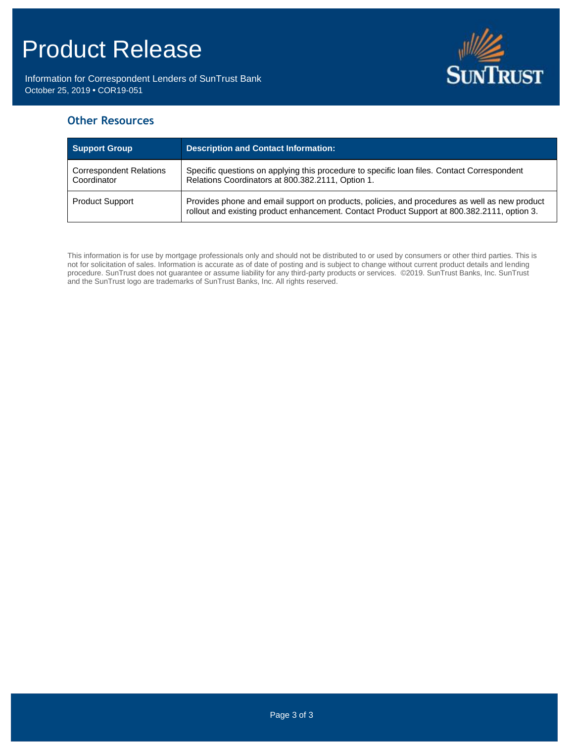## Other Resources

| Support Group | Description and Contact Information: |
| --- | --- |
| Correspondent Relations Coordinator | Specific questions on applying this procedure to specific loan files. Contact Correspondent Relations Coordinators at 800.382.2111, Option 1. |
| Product Support | Provides phone and email support on products, policies, and procedures as well as new product rollout and existing product enhancement. Contact Product Support at 800.382.2111, option 3. |

This information is for use by mortgage professionals only and should not be distributed to or used by consumers or other third parties. This is not for solicitation of sales. Information is accurate as of date of posting and is subject to change without current product details and lending procedure. SunTrust does not guarantee or assume liability for any third-party products or services. ©2019. SunTrust Banks, Inc. SunTrust and the SunTrust logo are trademarks of SunTrust Banks, Inc. All rights reserved.